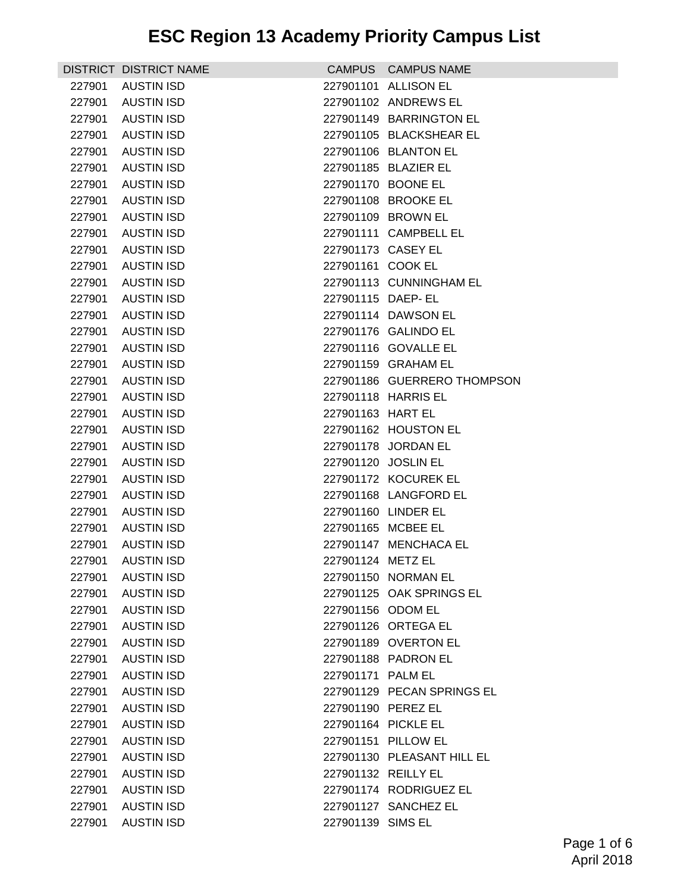# ESC Region 13 Academy Priority Campus List

| DISTRICT | DISTRICT NAME | CAMPUS | CAMPUS NAME |
|---|---|---|---|
| 227901 | AUSTIN ISD | 227901101 | ALLISON EL |
| 227901 | AUSTIN ISD | 227901102 | ANDREWS EL |
| 227901 | AUSTIN ISD | 227901149 | BARRINGTON EL |
| 227901 | AUSTIN ISD | 227901105 | BLACKSHEAR EL |
| 227901 | AUSTIN ISD | 227901106 | BLANTON EL |
| 227901 | AUSTIN ISD | 227901185 | BLAZIER EL |
| 227901 | AUSTIN ISD | 227901170 | BOONE EL |
| 227901 | AUSTIN ISD | 227901108 | BROOKE EL |
| 227901 | AUSTIN ISD | 227901109 | BROWN EL |
| 227901 | AUSTIN ISD | 227901111 | CAMPBELL EL |
| 227901 | AUSTIN ISD | 227901173 | CASEY EL |
| 227901 | AUSTIN ISD | 227901161 | COOK EL |
| 227901 | AUSTIN ISD | 227901113 | CUNNINGHAM EL |
| 227901 | AUSTIN ISD | 227901115 | DAEP- EL |
| 227901 | AUSTIN ISD | 227901114 | DAWSON EL |
| 227901 | AUSTIN ISD | 227901176 | GALINDO EL |
| 227901 | AUSTIN ISD | 227901116 | GOVALLE EL |
| 227901 | AUSTIN ISD | 227901159 | GRAHAM EL |
| 227901 | AUSTIN ISD | 227901186 | GUERRERO THOMPSON |
| 227901 | AUSTIN ISD | 227901118 | HARRIS EL |
| 227901 | AUSTIN ISD | 227901163 | HART EL |
| 227901 | AUSTIN ISD | 227901162 | HOUSTON EL |
| 227901 | AUSTIN ISD | 227901178 | JORDAN EL |
| 227901 | AUSTIN ISD | 227901120 | JOSLIN EL |
| 227901 | AUSTIN ISD | 227901172 | KOCUREK EL |
| 227901 | AUSTIN ISD | 227901168 | LANGFORD EL |
| 227901 | AUSTIN ISD | 227901160 | LINDER EL |
| 227901 | AUSTIN ISD | 227901165 | MCBEE EL |
| 227901 | AUSTIN ISD | 227901147 | MENCHACA EL |
| 227901 | AUSTIN ISD | 227901124 | METZ EL |
| 227901 | AUSTIN ISD | 227901150 | NORMAN EL |
| 227901 | AUSTIN ISD | 227901125 | OAK SPRINGS EL |
| 227901 | AUSTIN ISD | 227901156 | ODOM EL |
| 227901 | AUSTIN ISD | 227901126 | ORTEGA EL |
| 227901 | AUSTIN ISD | 227901189 | OVERTON EL |
| 227901 | AUSTIN ISD | 227901188 | PADRON EL |
| 227901 | AUSTIN ISD | 227901171 | PALM EL |
| 227901 | AUSTIN ISD | 227901129 | PECAN SPRINGS EL |
| 227901 | AUSTIN ISD | 227901190 | PEREZ EL |
| 227901 | AUSTIN ISD | 227901164 | PICKLE EL |
| 227901 | AUSTIN ISD | 227901151 | PILLOW EL |
| 227901 | AUSTIN ISD | 227901130 | PLEASANT HILL EL |
| 227901 | AUSTIN ISD | 227901132 | REILLY EL |
| 227901 | AUSTIN ISD | 227901174 | RODRIGUEZ EL |
| 227901 | AUSTIN ISD | 227901127 | SANCHEZ EL |
| 227901 | AUSTIN ISD | 227901139 | SIMS EL |

April 2018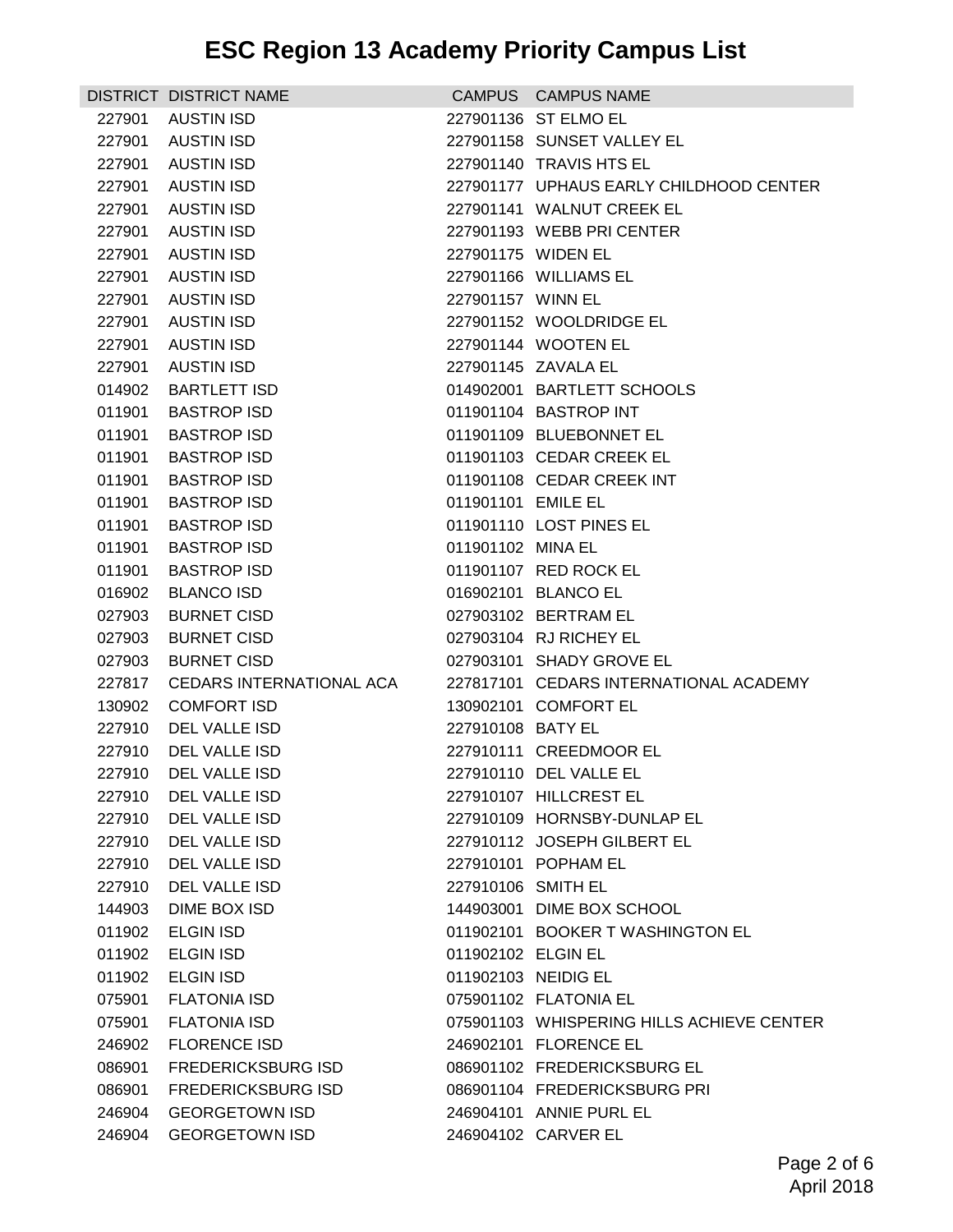# ESC Region 13 Academy Priority Campus List

| DISTRICT | DISTRICT NAME | CAMPUS | CAMPUS NAME |
|---|---|---|---|
| 227901 | AUSTIN ISD | 227901136 | ST ELMO EL |
| 227901 | AUSTIN ISD | 227901158 | SUNSET VALLEY EL |
| 227901 | AUSTIN ISD | 227901140 | TRAVIS HTS EL |
| 227901 | AUSTIN ISD | 227901177 | UPHAUS EARLY CHILDHOOD CENTER |
| 227901 | AUSTIN ISD | 227901141 | WALNUT CREEK EL |
| 227901 | AUSTIN ISD | 227901193 | WEBB PRI CENTER |
| 227901 | AUSTIN ISD | 227901175 | WIDEN EL |
| 227901 | AUSTIN ISD | 227901166 | WILLIAMS EL |
| 227901 | AUSTIN ISD | 227901157 | WINN EL |
| 227901 | AUSTIN ISD | 227901152 | WOOLDRIDGE EL |
| 227901 | AUSTIN ISD | 227901144 | WOOTEN EL |
| 227901 | AUSTIN ISD | 227901145 | ZAVALA EL |
| 014902 | BARTLETT ISD | 014902001 | BARTLETT SCHOOLS |
| 011901 | BASTROP ISD | 011901104 | BASTROP INT |
| 011901 | BASTROP ISD | 011901109 | BLUEBONNET EL |
| 011901 | BASTROP ISD | 011901103 | CEDAR CREEK EL |
| 011901 | BASTROP ISD | 011901108 | CEDAR CREEK INT |
| 011901 | BASTROP ISD | 011901101 | EMILE EL |
| 011901 | BASTROP ISD | 011901110 | LOST PINES EL |
| 011901 | BASTROP ISD | 011901102 | MINA EL |
| 011901 | BASTROP ISD | 011901107 | RED ROCK EL |
| 016902 | BLANCO ISD | 016902101 | BLANCO EL |
| 027903 | BURNET CISD | 027903102 | BERTRAM EL |
| 027903 | BURNET CISD | 027903104 | RJ RICHEY EL |
| 027903 | BURNET CISD | 027903101 | SHADY GROVE EL |
| 227817 | CEDARS INTERNATIONAL ACA | 227817101 | CEDARS INTERNATIONAL ACADEMY |
| 130902 | COMFORT ISD | 130902101 | COMFORT EL |
| 227910 | DEL VALLE ISD | 227910108 | BATY EL |
| 227910 | DEL VALLE ISD | 227910111 | CREEDMOOR EL |
| 227910 | DEL VALLE ISD | 227910110 | DEL VALLE EL |
| 227910 | DEL VALLE ISD | 227910107 | HILLCREST EL |
| 227910 | DEL VALLE ISD | 227910109 | HORNSBY-DUNLAP EL |
| 227910 | DEL VALLE ISD | 227910112 | JOSEPH GILBERT EL |
| 227910 | DEL VALLE ISD | 227910101 | POPHAM EL |
| 227910 | DEL VALLE ISD | 227910106 | SMITH EL |
| 144903 | DIME BOX ISD | 144903001 | DIME BOX SCHOOL |
| 011902 | ELGIN ISD | 011902101 | BOOKER T WASHINGTON EL |
| 011902 | ELGIN ISD | 011902102 | ELGIN EL |
| 011902 | ELGIN ISD | 011902103 | NEIDIG EL |
| 075901 | FLATONIA ISD | 075901102 | FLATONIA EL |
| 075901 | FLATONIA ISD | 075901103 | WHISPERING HILLS ACHIEVE CENTER |
| 246902 | FLORENCE ISD | 246902101 | FLORENCE EL |
| 086901 | FREDERICKSBURG ISD | 086901102 | FREDERICKSBURG EL |
| 086901 | FREDERICKSBURG ISD | 086901104 | FREDERICKSBURG PRI |
| 246904 | GEORGETOWN ISD | 246904101 | ANNIE PURL EL |
| 246904 | GEORGETOWN ISD | 246904102 | CARVER EL |

April 2018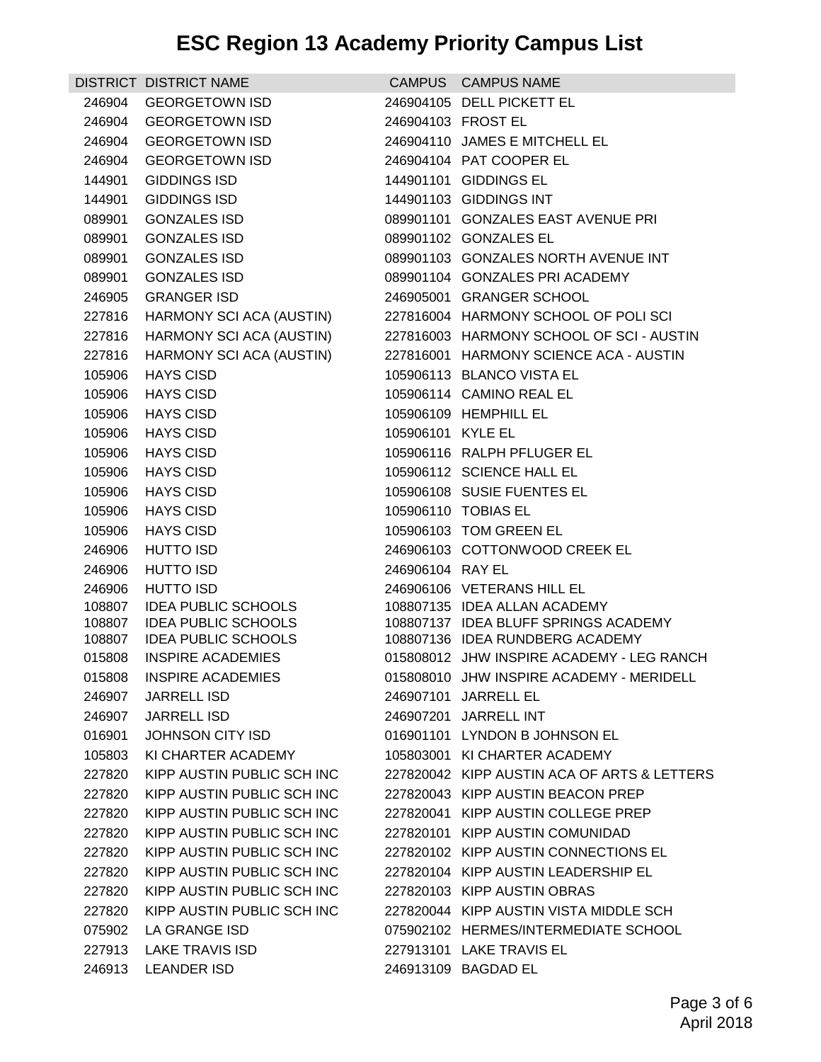# ESC Region 13 Academy Priority Campus List

| DISTRICT | DISTRICT NAME | CAMPUS | CAMPUS NAME |
|---|---|---|---|
| 246904 | GEORGETOWN ISD | 246904105 | DELL PICKETT EL |
| 246904 | GEORGETOWN ISD | 246904103 | FROST EL |
| 246904 | GEORGETOWN ISD | 246904110 | JAMES E MITCHELL EL |
| 246904 | GEORGETOWN ISD | 246904104 | PAT COOPER EL |
| 144901 | GIDDINGS ISD | 144901101 | GIDDINGS EL |
| 144901 | GIDDINGS ISD | 144901103 | GIDDINGS INT |
| 089901 | GONZALES ISD | 089901101 | GONZALES EAST AVENUE PRI |
| 089901 | GONZALES ISD | 089901102 | GONZALES EL |
| 089901 | GONZALES ISD | 089901103 | GONZALES NORTH AVENUE INT |
| 089901 | GONZALES ISD | 089901104 | GONZALES PRI ACADEMY |
| 246905 | GRANGER ISD | 246905001 | GRANGER SCHOOL |
| 227816 | HARMONY SCI ACA (AUSTIN) | 227816004 | HARMONY SCHOOL OF POLI SCI |
| 227816 | HARMONY SCI ACA (AUSTIN) | 227816003 | HARMONY SCHOOL OF SCI - AUSTIN |
| 227816 | HARMONY SCI ACA (AUSTIN) | 227816001 | HARMONY SCIENCE ACA - AUSTIN |
| 105906 | HAYS CISD | 105906113 | BLANCO VISTA EL |
| 105906 | HAYS CISD | 105906114 | CAMINO REAL EL |
| 105906 | HAYS CISD | 105906109 | HEMPHILL EL |
| 105906 | HAYS CISD | 105906101 | KYLE EL |
| 105906 | HAYS CISD | 105906116 | RALPH PFLUGER EL |
| 105906 | HAYS CISD | 105906112 | SCIENCE HALL EL |
| 105906 | HAYS CISD | 105906108 | SUSIE FUENTES EL |
| 105906 | HAYS CISD | 105906110 | TOBIAS EL |
| 105906 | HAYS CISD | 105906103 | TOM GREEN EL |
| 246906 | HUTTO ISD | 246906103 | COTTONWOOD CREEK EL |
| 246906 | HUTTO ISD | 246906104 | RAY EL |
| 246906 | HUTTO ISD | 246906106 | VETERANS HILL EL |
| 108807 | IDEA PUBLIC SCHOOLS | 108807135 | IDEA ALLAN ACADEMY |
| 108807 | IDEA PUBLIC SCHOOLS | 108807137 | IDEA BLUFF SPRINGS ACADEMY |
| 108807 | IDEA PUBLIC SCHOOLS | 108807136 | IDEA RUNDBERG ACADEMY |
| 015808 | INSPIRE ACADEMIES | 015808012 | JHW INSPIRE ACADEMY - LEG RANCH |
| 015808 | INSPIRE ACADEMIES | 015808010 | JHW INSPIRE ACADEMY - MERIDELL |
| 246907 | JARRELL ISD | 246907101 | JARRELL EL |
| 246907 | JARRELL ISD | 246907201 | JARRELL INT |
| 016901 | JOHNSON CITY ISD | 016901101 | LYNDON B JOHNSON EL |
| 105803 | KI CHARTER ACADEMY | 105803001 | KI CHARTER ACADEMY |
| 227820 | KIPP AUSTIN PUBLIC SCH INC | 227820042 | KIPP AUSTIN ACA OF ARTS & LETTERS |
| 227820 | KIPP AUSTIN PUBLIC SCH INC | 227820043 | KIPP AUSTIN BEACON PREP |
| 227820 | KIPP AUSTIN PUBLIC SCH INC | 227820041 | KIPP AUSTIN COLLEGE PREP |
| 227820 | KIPP AUSTIN PUBLIC SCH INC | 227820101 | KIPP AUSTIN COMUNIDAD |
| 227820 | KIPP AUSTIN PUBLIC SCH INC | 227820102 | KIPP AUSTIN CONNECTIONS EL |
| 227820 | KIPP AUSTIN PUBLIC SCH INC | 227820104 | KIPP AUSTIN LEADERSHIP EL |
| 227820 | KIPP AUSTIN PUBLIC SCH INC | 227820103 | KIPP AUSTIN OBRAS |
| 227820 | KIPP AUSTIN PUBLIC SCH INC | 227820044 | KIPP AUSTIN VISTA MIDDLE SCH |
| 075902 | LA GRANGE ISD | 075902102 | HERMES/INTERMEDIATE SCHOOL |
| 227913 | LAKE TRAVIS ISD | 227913101 | LAKE TRAVIS EL |
| 246913 | LEANDER ISD | 246913109 | BAGDAD EL |

April 2018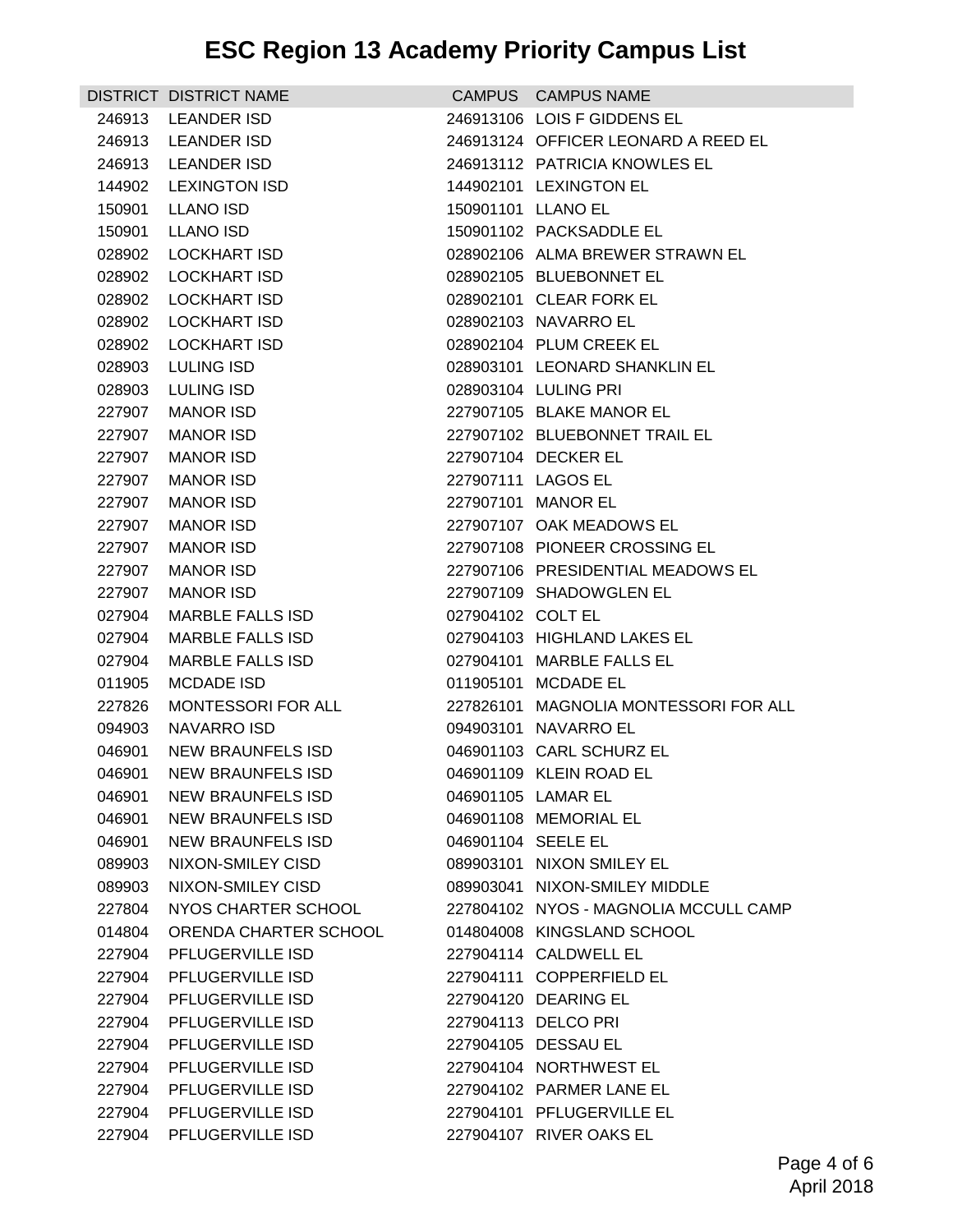# ESC Region 13 Academy Priority Campus List

| DISTRICT | DISTRICT NAME | CAMPUS | CAMPUS NAME |
|---|---|---|---|
| 246913 | LEANDER ISD | 246913106 | LOIS F GIDDENS EL |
| 246913 | LEANDER ISD | 246913124 | OFFICER LEONARD A REED EL |
| 246913 | LEANDER ISD | 246913112 | PATRICIA KNOWLES EL |
| 144902 | LEXINGTON ISD | 144902101 | LEXINGTON EL |
| 150901 | LLANO ISD | 150901101 | LLANO EL |
| 150901 | LLANO ISD | 150901102 | PACKSADDLE EL |
| 028902 | LOCKHART ISD | 028902106 | ALMA BREWER STRAWN EL |
| 028902 | LOCKHART ISD | 028902105 | BLUEBONNET EL |
| 028902 | LOCKHART ISD | 028902101 | CLEAR FORK EL |
| 028902 | LOCKHART ISD | 028902103 | NAVARRO EL |
| 028902 | LOCKHART ISD | 028902104 | PLUM CREEK EL |
| 028903 | LULING ISD | 028903101 | LEONARD SHANKLIN EL |
| 028903 | LULING ISD | 028903104 | LULING PRI |
| 227907 | MANOR ISD | 227907105 | BLAKE MANOR EL |
| 227907 | MANOR ISD | 227907102 | BLUEBONNET TRAIL EL |
| 227907 | MANOR ISD | 227907104 | DECKER EL |
| 227907 | MANOR ISD | 227907111 | LAGOS EL |
| 227907 | MANOR ISD | 227907101 | MANOR EL |
| 227907 | MANOR ISD | 227907107 | OAK MEADOWS EL |
| 227907 | MANOR ISD | 227907108 | PIONEER CROSSING EL |
| 227907 | MANOR ISD | 227907106 | PRESIDENTIAL MEADOWS EL |
| 227907 | MANOR ISD | 227907109 | SHADOWGLEN EL |
| 027904 | MARBLE FALLS ISD | 027904102 | COLT EL |
| 027904 | MARBLE FALLS ISD | 027904103 | HIGHLAND LAKES EL |
| 027904 | MARBLE FALLS ISD | 027904101 | MARBLE FALLS EL |
| 011905 | MCDADE ISD | 011905101 | MCDADE EL |
| 227826 | MONTESSORI FOR ALL | 227826101 | MAGNOLIA MONTESSORI FOR ALL |
| 094903 | NAVARRO ISD | 094903101 | NAVARRO EL |
| 046901 | NEW BRAUNFELS ISD | 046901103 | CARL SCHURZ EL |
| 046901 | NEW BRAUNFELS ISD | 046901109 | KLEIN ROAD EL |
| 046901 | NEW BRAUNFELS ISD | 046901105 | LAMAR EL |
| 046901 | NEW BRAUNFELS ISD | 046901108 | MEMORIAL EL |
| 046901 | NEW BRAUNFELS ISD | 046901104 | SEELE EL |
| 089903 | NIXON-SMILEY CISD | 089903101 | NIXON SMILEY EL |
| 089903 | NIXON-SMILEY CISD | 089903041 | NIXON-SMILEY MIDDLE |
| 227804 | NYOS CHARTER SCHOOL | 227804102 | NYOS - MAGNOLIA MCCULL CAMP |
| 014804 | ORENDA CHARTER SCHOOL | 014804008 | KINGSLAND SCHOOL |
| 227904 | PFLUGERVILLE ISD | 227904114 | CALDWELL EL |
| 227904 | PFLUGERVILLE ISD | 227904111 | COPPERFIELD EL |
| 227904 | PFLUGERVILLE ISD | 227904120 | DEARING EL |
| 227904 | PFLUGERVILLE ISD | 227904113 | DELCO PRI |
| 227904 | PFLUGERVILLE ISD | 227904105 | DESSAU EL |
| 227904 | PFLUGERVILLE ISD | 227904104 | NORTHWEST EL |
| 227904 | PFLUGERVILLE ISD | 227904102 | PARMER LANE EL |
| 227904 | PFLUGERVILLE ISD | 227904101 | PFLUGERVILLE EL |
| 227904 | PFLUGERVILLE ISD | 227904107 | RIVER OAKS EL |

April 2018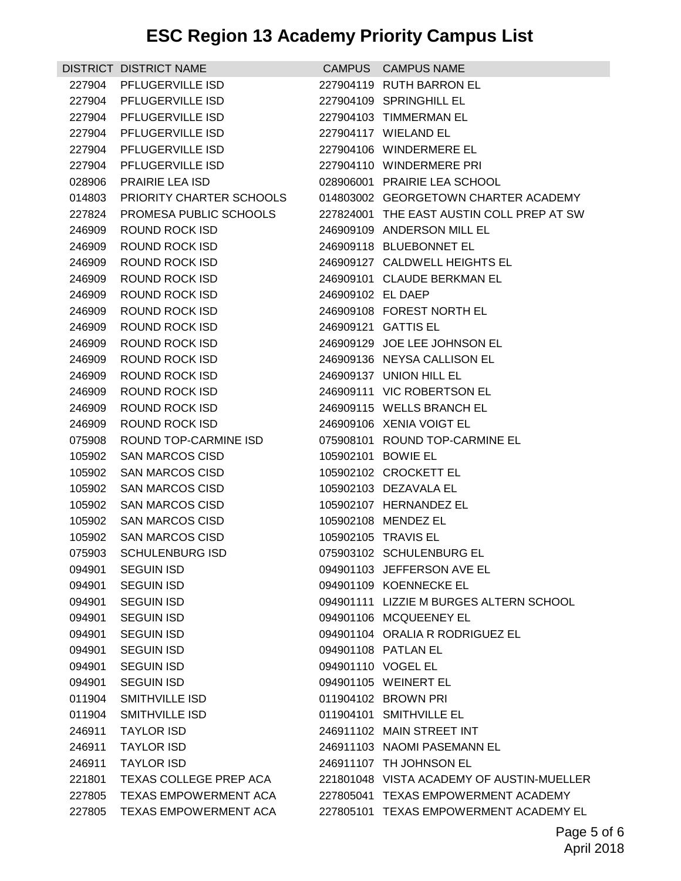# ESC Region 13 Academy Priority Campus List

| DISTRICT | DISTRICT NAME | CAMPUS | CAMPUS NAME |
|---|---|---|---|
| 227904 | PFLUGERVILLE ISD | 227904119 | RUTH BARRON EL |
| 227904 | PFLUGERVILLE ISD | 227904109 | SPRINGHILL EL |
| 227904 | PFLUGERVILLE ISD | 227904103 | TIMMERMAN EL |
| 227904 | PFLUGERVILLE ISD | 227904117 | WIELAND EL |
| 227904 | PFLUGERVILLE ISD | 227904106 | WINDERMERE EL |
| 227904 | PFLUGERVILLE ISD | 227904110 | WINDERMERE PRI |
| 028906 | PRAIRIE LEA ISD | 028906001 | PRAIRIE LEA SCHOOL |
| 014803 | PRIORITY CHARTER SCHOOLS | 014803002 | GEORGETOWN CHARTER ACADEMY |
| 227824 | PROMESA PUBLIC SCHOOLS | 227824001 | THE EAST AUSTIN COLL PREP AT SW |
| 246909 | ROUND ROCK ISD | 246909109 | ANDERSON MILL EL |
| 246909 | ROUND ROCK ISD | 246909118 | BLUEBONNET EL |
| 246909 | ROUND ROCK ISD | 246909127 | CALDWELL HEIGHTS EL |
| 246909 | ROUND ROCK ISD | 246909101 | CLAUDE BERKMAN EL |
| 246909 | ROUND ROCK ISD | 246909102 | EL DAEP |
| 246909 | ROUND ROCK ISD | 246909108 | FOREST NORTH EL |
| 246909 | ROUND ROCK ISD | 246909121 | GATTIS EL |
| 246909 | ROUND ROCK ISD | 246909129 | JOE LEE JOHNSON EL |
| 246909 | ROUND ROCK ISD | 246909136 | NEYSA CALLISON EL |
| 246909 | ROUND ROCK ISD | 246909137 | UNION HILL EL |
| 246909 | ROUND ROCK ISD | 246909111 | VIC ROBERTSON EL |
| 246909 | ROUND ROCK ISD | 246909115 | WELLS BRANCH EL |
| 246909 | ROUND ROCK ISD | 246909106 | XENIA VOIGT EL |
| 075908 | ROUND TOP-CARMINE ISD | 075908101 | ROUND TOP-CARMINE EL |
| 105902 | SAN MARCOS CISD | 105902101 | BOWIE EL |
| 105902 | SAN MARCOS CISD | 105902102 | CROCKETT EL |
| 105902 | SAN MARCOS CISD | 105902103 | DEZAVALA EL |
| 105902 | SAN MARCOS CISD | 105902107 | HERNANDEZ EL |
| 105902 | SAN MARCOS CISD | 105902108 | MENDEZ EL |
| 105902 | SAN MARCOS CISD | 105902105 | TRAVIS EL |
| 075903 | SCHULENBURG ISD | 075903102 | SCHULENBURG EL |
| 094901 | SEGUIN ISD | 094901103 | JEFFERSON AVE EL |
| 094901 | SEGUIN ISD | 094901109 | KOENNECKE EL |
| 094901 | SEGUIN ISD | 094901111 | LIZZIE M BURGES ALTERN SCHOOL |
| 094901 | SEGUIN ISD | 094901106 | MCQUEENEY EL |
| 094901 | SEGUIN ISD | 094901104 | ORALIA R RODRIGUEZ EL |
| 094901 | SEGUIN ISD | 094901108 | PATLAN EL |
| 094901 | SEGUIN ISD | 094901110 | VOGEL EL |
| 094901 | SEGUIN ISD | 094901105 | WEINERT EL |
| 011904 | SMITHVILLE ISD | 011904102 | BROWN PRI |
| 011904 | SMITHVILLE ISD | 011904101 | SMITHVILLE EL |
| 246911 | TAYLOR ISD | 246911102 | MAIN STREET INT |
| 246911 | TAYLOR ISD | 246911103 | NAOMI PASEMANN EL |
| 246911 | TAYLOR ISD | 246911107 | TH JOHNSON EL |
| 221801 | TEXAS COLLEGE PREP ACA | 221801048 | VISTA ACADEMY OF AUSTIN-MUELLER |
| 227805 | TEXAS EMPOWERMENT ACA | 227805041 | TEXAS EMPOWERMENT ACADEMY |
| 227805 | TEXAS EMPOWERMENT ACA | 227805101 | TEXAS EMPOWERMENT ACADEMY EL |

April 2018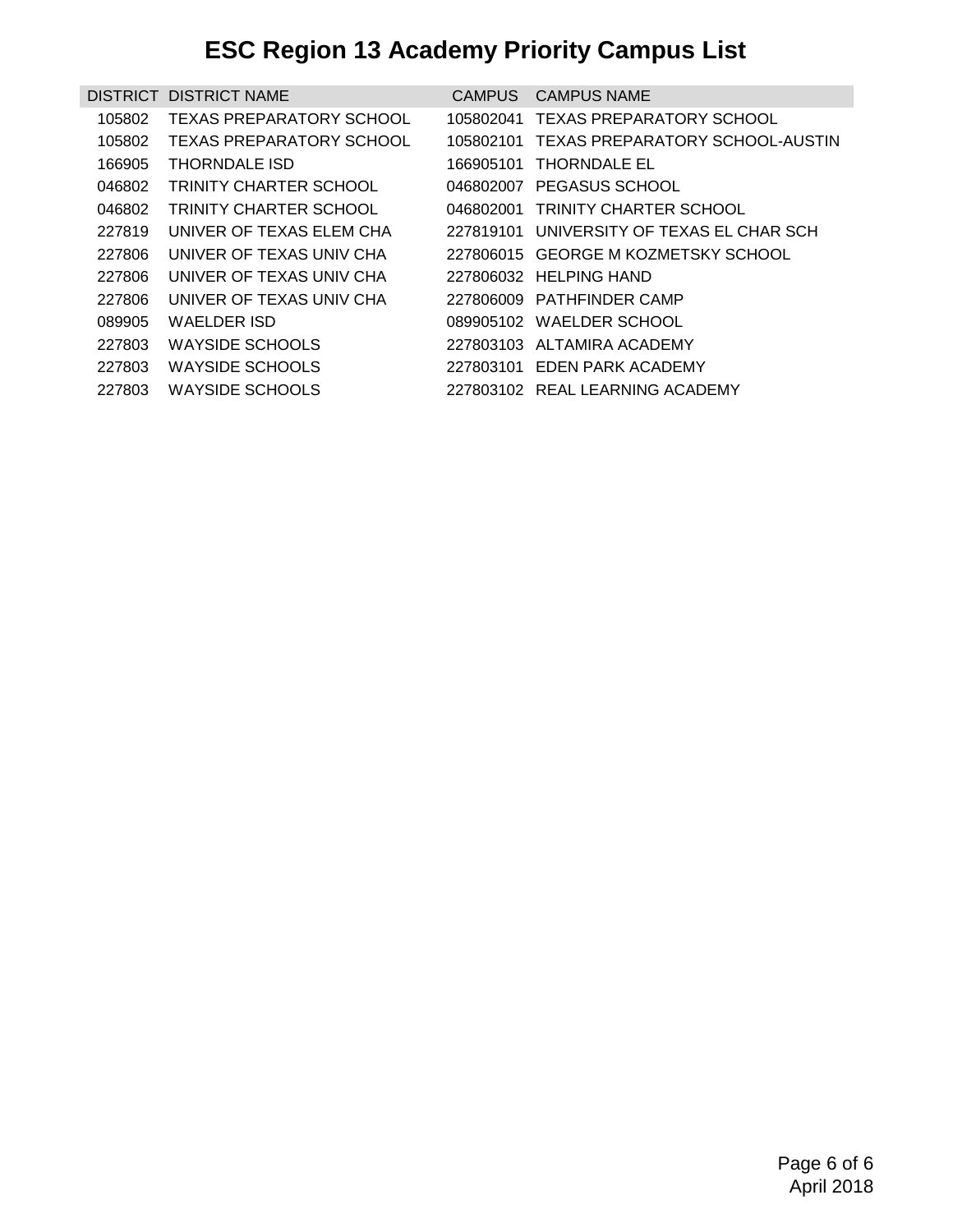# ESC Region 13 Academy Priority Campus List

| DISTRICT | DISTRICT NAME | CAMPUS | CAMPUS NAME |
|---|---|---|---|
| 105802 | TEXAS PREPARATORY SCHOOL | 105802041 | TEXAS PREPARATORY SCHOOL |
| 105802 | TEXAS PREPARATORY SCHOOL | 105802101 | TEXAS PREPARATORY SCHOOL-AUSTIN |
| 166905 | THORNDALE ISD | 166905101 | THORNDALE EL |
| 046802 | TRINITY CHARTER SCHOOL | 046802007 | PEGASUS SCHOOL |
| 046802 | TRINITY CHARTER SCHOOL | 046802001 | TRINITY CHARTER SCHOOL |
| 227819 | UNIVER OF TEXAS ELEM CHA | 227819101 | UNIVERSITY OF TEXAS EL CHAR SCH |
| 227806 | UNIVER OF TEXAS UNIV CHA | 227806015 | GEORGE M KOZMETSKY SCHOOL |
| 227806 | UNIVER OF TEXAS UNIV CHA | 227806032 | HELPING HAND |
| 227806 | UNIVER OF TEXAS UNIV CHA | 227806009 | PATHFINDER CAMP |
| 089905 | WAELDER ISD | 089905102 | WAELDER SCHOOL |
| 227803 | WAYSIDE SCHOOLS | 227803103 | ALTAMIRA ACADEMY |
| 227803 | WAYSIDE SCHOOLS | 227803101 | EDEN PARK ACADEMY |
| 227803 | WAYSIDE SCHOOLS | 227803102 | REAL LEARNING ACADEMY |

April 2018